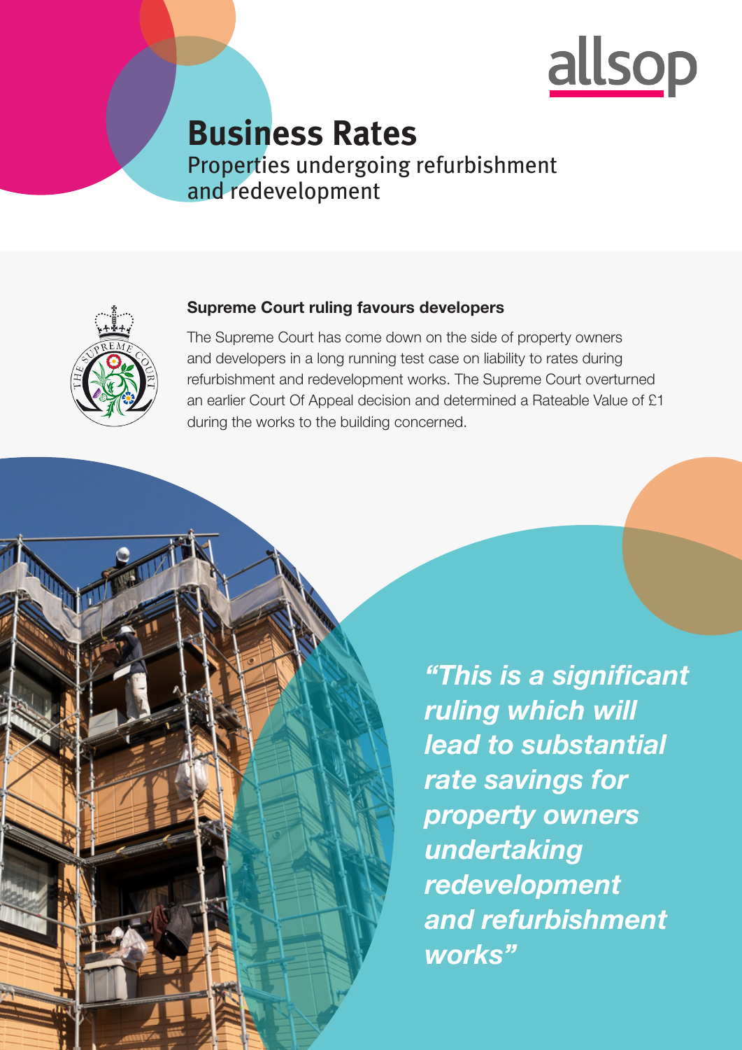allsop

# Business Rates

## Properties undergoing refurbishment and redevelopment

### Supreme Court ruling favours developers

The Supreme Court has come down on the side of property owners and developers in a long running test case on liability to rates during refurbishment and redevelopment works. The Supreme Court overturned an earlier Court Of Appeal decision and determined a Rateable Value of £1 during the works to the building concerned.

***"This is a significant ruling which will lead to substantial rate savings for property owners undertaking redevelopment and refurbishment works"***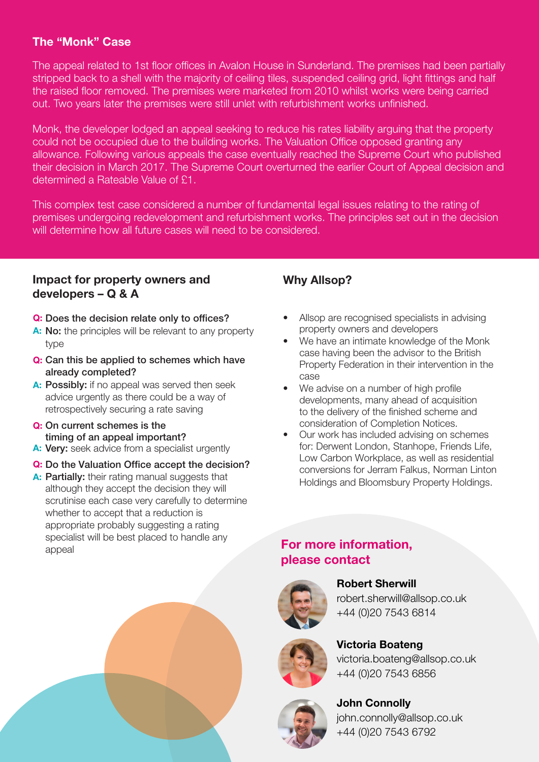## The "Monk" Case

The appeal related to 1st floor offices in Avalon House in Sunderland. The premises had been partially stripped back to a shell with the majority of ceiling tiles, suspended ceiling grid, light fittings and half the raised floor removed. The premises were marketed from 2010 whilst works were being carried out. Two years later the premises were still unlet with refurbishment works unfinished.

Monk, the developer lodged an appeal seeking to reduce his rates liability arguing that the property could not be occupied due to the building works. The Valuation Office opposed granting any allowance. Following various appeals the case eventually reached the Supreme Court who published their decision in March 2017. The Supreme Court overturned the earlier Court of Appeal decision and determined a Rateable Value of £1.

This complex test case considered a number of fundamental legal issues relating to the rating of premises undergoing redevelopment and refurbishment works. The principles set out in the decision will determine how all future cases will need to be considered.

## Impact for property owners and developers – Q & A

**Q: Does the decision relate only to offices?**
**A: No:** the principles will be relevant to any property type

**Q: Can this be applied to schemes which have already completed?**
**A: Possibly:** if no appeal was served then seek advice urgently as there could be a way of retrospectively securing a rate saving

**Q: On current schemes is the timing of an appeal important?**
**A: Very:** seek advice from a specialist urgently

**Q: Do the Valuation Office accept the decision?**
**A: Partially:** their rating manual suggests that although they accept the decision they will scrutinise each case very carefully to determine whether to accept that a reduction is appropriate probably suggesting a rating specialist will be best placed to handle any appeal

## Why Allsop?

- Allsop are recognised specialists in advising property owners and developers
- We have an intimate knowledge of the Monk case having been the advisor to the British Property Federation in their intervention in the case
- We advise on a number of high profile developments, many ahead of acquisition to the delivery of the finished scheme and consideration of Completion Notices.
- Our work has included advising on schemes for: Derwent London, Stanhope, Friends Life, Low Carbon Workplace, as well as residential conversions for Jerram Falkus, Norman Linton Holdings and Bloomsbury Property Holdings.

## For more information, please contact

**Robert Sherwill**
robert.sherwill@allsop.co.uk
+44 (0)20 7543 6814

**Victoria Boateng**
victoria.boateng@allsop.co.uk
+44 (0)20 7543 6856

**John Connolly**
john.connolly@allsop.co.uk
+44 (0)20 7543 6792